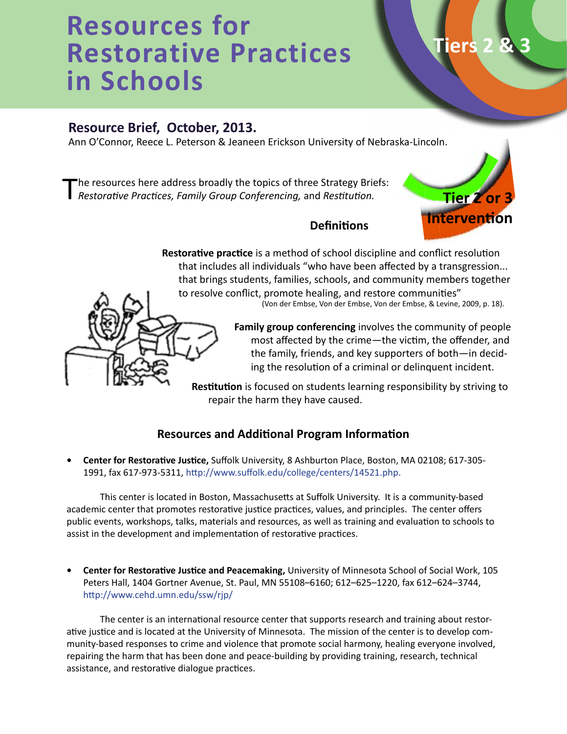# Resources for Restorative Practices in Schools

Tiers 2 & 3

**Resource Brief, October, 2013.**

Ann O'Connor, Reece L. Peterson & Jeaneen Erickson University of Nebraska-Lincoln.

Tier 2 or 3 Intervention

The resources here address broadly the topics of three Strategy Briefs: *Restorative Practices, Family Group Conferencing,* and *Restitution.*

## Definitions

**Restorative practice** is a method of school discipline and conflict resolution that includes all individuals "who have been affected by a transgression... that brings students, families, schools, and community members together to resolve conflict, promote healing, and restore communities" (Von der Embse, Von der Embse, Von der Embse, & Levine, 2009, p. 18).

**Family group conferencing** involves the community of people most affected by the crime—the victim, the offender, and the family, friends, and key supporters of both—in deciding the resolution of a criminal or delinquent incident.

**Restitution** is focused on students learning responsibility by striving to repair the harm they have caused.

## Resources and Additional Program Information

- **Center for Restorative Justice,** Suffolk University, 8 Ashburton Place, Boston, MA 02108; 617-305-1991, fax 617-973-5311, http://www.suffolk.edu/college/centers/14521.php.

This center is located in Boston, Massachusetts at Suffolk University. It is a community-based academic center that promotes restorative justice practices, values, and principles. The center offers public events, workshops, talks, materials and resources, as well as training and evaluation to schools to assist in the development and implementation of restorative practices.

- **Center for Restorative Justice and Peacemaking,** University of Minnesota School of Social Work, 105 Peters Hall, 1404 Gortner Avenue, St. Paul, MN 55108–6160; 612–625–1220, fax 612–624–3744, http://www.cehd.umn.edu/ssw/rjp/

The center is an international resource center that supports research and training about restorative justice and is located at the University of Minnesota. The mission of the center is to develop community-based responses to crime and violence that promote social harmony, healing everyone involved, repairing the harm that has been done and peace-building by providing training, research, technical assistance, and restorative dialogue practices.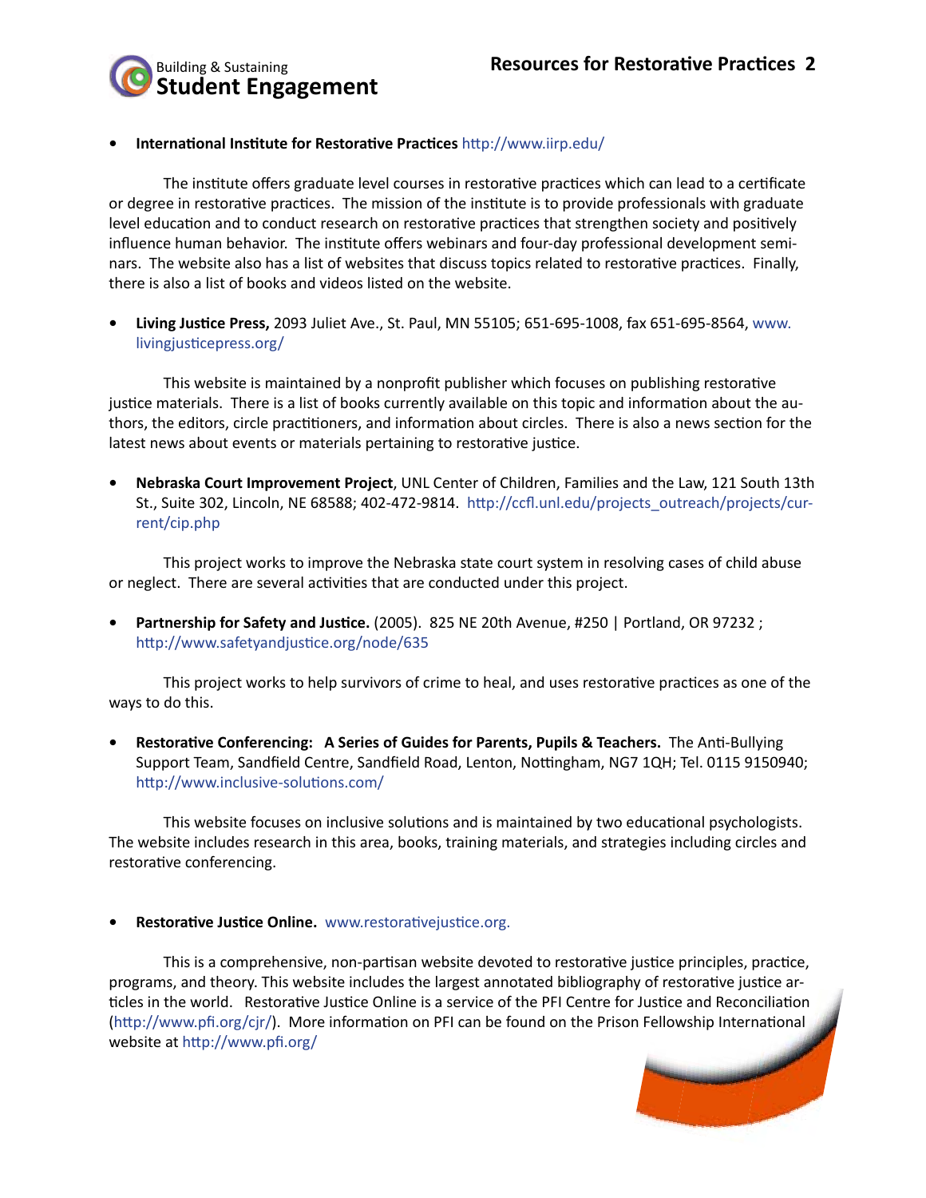- **International Institute for Restorative Practices** http://www.iirp.edu/

The institute offers graduate level courses in restorative practices which can lead to a certificate or degree in restorative practices. The mission of the institute is to provide professionals with graduate level education and to conduct research on restorative practices that strengthen society and positively influence human behavior. The institute offers webinars and four-day professional development seminars. The website also has a list of websites that discuss topics related to restorative practices. Finally, there is also a list of books and videos listed on the website.

- **Living Justice Press,** 2093 Juliet Ave., St. Paul, MN 55105; 651-695-1008, fax 651-695-8564, www.livingjusticepress.org/

This website is maintained by a nonprofit publisher which focuses on publishing restorative justice materials. There is a list of books currently available on this topic and information about the authors, the editors, circle practitioners, and information about circles. There is also a news section for the latest news about events or materials pertaining to restorative justice.

- **Nebraska Court Improvement Project**, UNL Center of Children, Families and the Law, 121 South 13th St., Suite 302, Lincoln, NE 68588; 402-472-9814. http://ccfl.unl.edu/projects_outreach/projects/current/cip.php

This project works to improve the Nebraska state court system in resolving cases of child abuse or neglect. There are several activities that are conducted under this project.

- **Partnership for Safety and Justice.** (2005). 825 NE 20th Avenue, #250 | Portland, OR 97232 ; http://www.safetyandjustice.org/node/635

This project works to help survivors of crime to heal, and uses restorative practices as one of the ways to do this.

- **Restorative Conferencing: A Series of Guides for Parents, Pupils & Teachers.** The Anti-Bullying Support Team, Sandfield Centre, Sandfield Road, Lenton, Nottingham, NG7 1QH; Tel. 0115 9150940; http://www.inclusive-solutions.com/

This website focuses on inclusive solutions and is maintained by two educational psychologists. The website includes research in this area, books, training materials, and strategies including circles and restorative conferencing.

- **Restorative Justice Online.** www.restorativejustice.org.

This is a comprehensive, non-partisan website devoted to restorative justice principles, practice, programs, and theory. This website includes the largest annotated bibliography of restorative justice articles in the world. Restorative Justice Online is a service of the PFI Centre for Justice and Reconciliation (http://www.pfi.org/cjr/). More information on PFI can be found on the Prison Fellowship International website at http://www.pfi.org/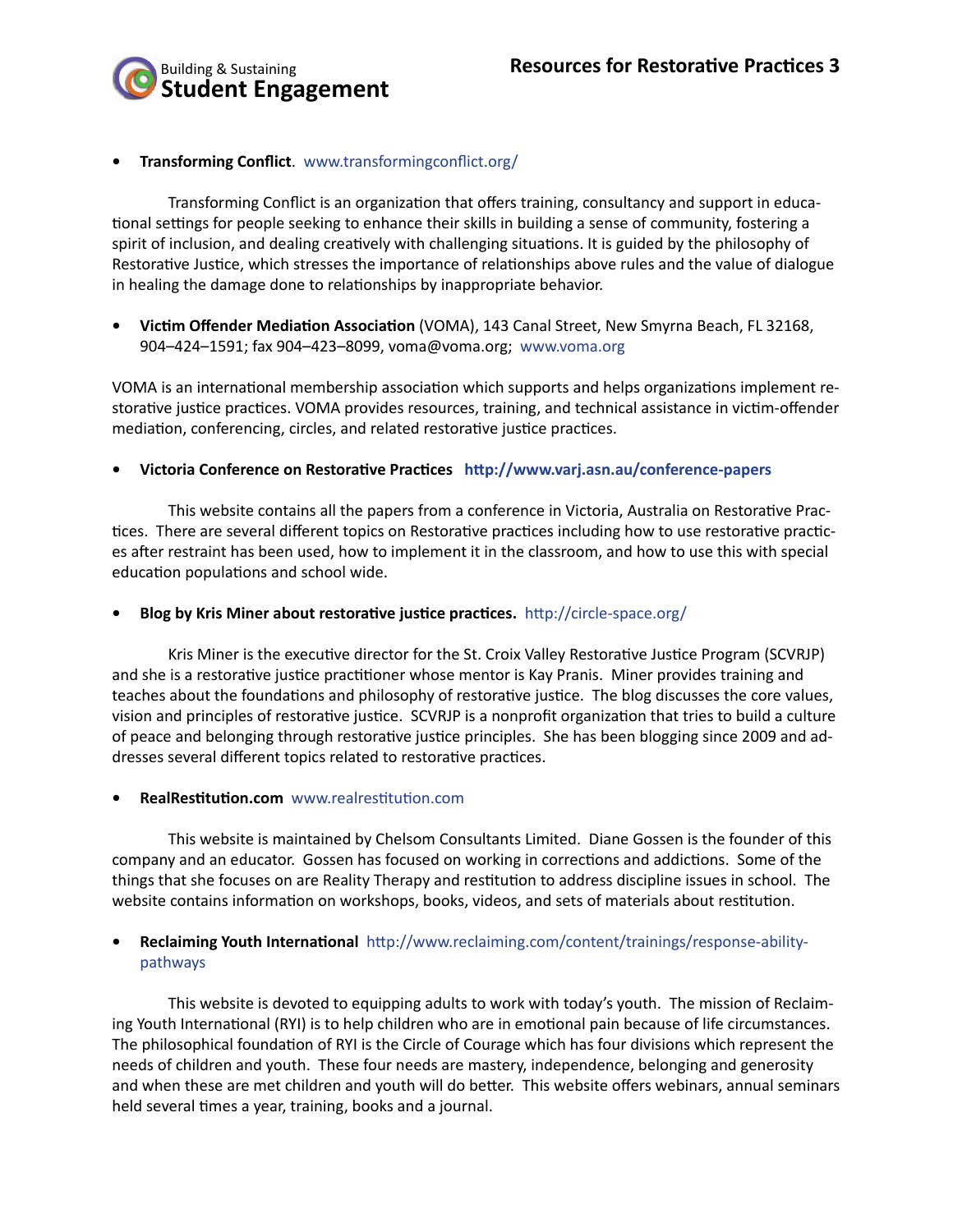- **Transforming Conflict**. www.transformingconflict.org/

Transforming Conflict is an organization that offers training, consultancy and support in educational settings for people seeking to enhance their skills in building a sense of community, fostering a spirit of inclusion, and dealing creatively with challenging situations. It is guided by the philosophy of Restorative Justice, which stresses the importance of relationships above rules and the value of dialogue in healing the damage done to relationships by inappropriate behavior.

- **Victim Offender Mediation Association** (VOMA), 143 Canal Street, New Smyrna Beach, FL 32168, 904–424–1591; fax 904–423–8099, voma@voma.org; www.voma.org

VOMA is an international membership association which supports and helps organizations implement restorative justice practices. VOMA provides resources, training, and technical assistance in victim-offender mediation, conferencing, circles, and related restorative justice practices.

- **Victoria Conference on Restorative Practices** **http://www.varj.asn.au/conference-papers**

This website contains all the papers from a conference in Victoria, Australia on Restorative Practices. There are several different topics on Restorative practices including how to use restorative practices after restraint has been used, how to implement it in the classroom, and how to use this with special education populations and school wide.

- **Blog by Kris Miner about restorative justice practices.** http://circle-space.org/

Kris Miner is the executive director for the St. Croix Valley Restorative Justice Program (SCVRJP) and she is a restorative justice practitioner whose mentor is Kay Pranis. Miner provides training and teaches about the foundations and philosophy of restorative justice. The blog discusses the core values, vision and principles of restorative justice. SCVRJP is a nonprofit organization that tries to build a culture of peace and belonging through restorative justice principles. She has been blogging since 2009 and addresses several different topics related to restorative practices.

- **RealRestitution.com** www.realrestitution.com

This website is maintained by Chelsom Consultants Limited. Diane Gossen is the founder of this company and an educator. Gossen has focused on working in corrections and addictions. Some of the things that she focuses on are Reality Therapy and restitution to address discipline issues in school. The website contains information on workshops, books, videos, and sets of materials about restitution.

- **Reclaiming Youth International** http://www.reclaiming.com/content/trainings/response-ability-pathways

This website is devoted to equipping adults to work with today's youth. The mission of Reclaiming Youth International (RYI) is to help children who are in emotional pain because of life circumstances. The philosophical foundation of RYI is the Circle of Courage which has four divisions which represent the needs of children and youth. These four needs are mastery, independence, belonging and generosity and when these are met children and youth will do better. This website offers webinars, annual seminars held several times a year, training, books and a journal.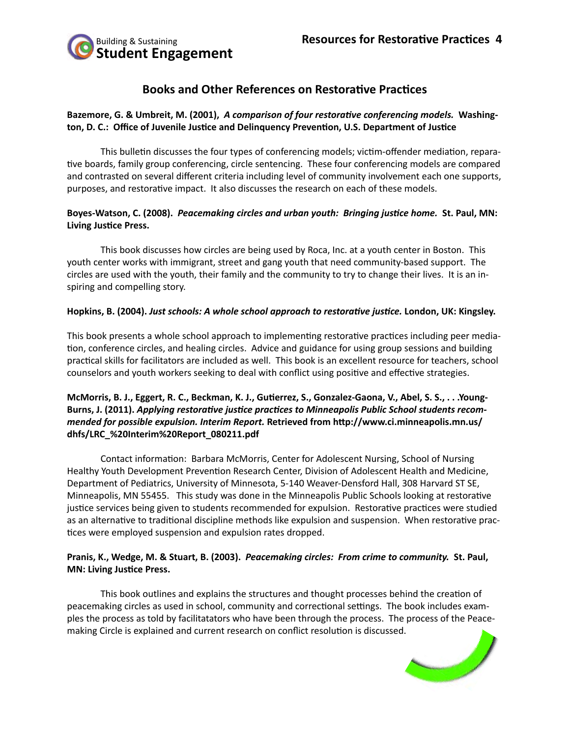## Books and Other References on Restorative Practices

**Bazemore, G. & Umbreit, M. (2001), *A comparison of four restorative conferencing models.* Washington, D. C.: Office of Juvenile Justice and Delinquency Prevention, U.S. Department of Justice**

This bulletin discusses the four types of conferencing models; victim-offender mediation, reparative boards, family group conferencing, circle sentencing. These four conferencing models are compared and contrasted on several different criteria including level of community involvement each one supports, purposes, and restorative impact. It also discusses the research on each of these models.

**Boyes-Watson, C. (2008). *Peacemaking circles and urban youth: Bringing justice home.* St. Paul, MN: Living Justice Press.**

This book discusses how circles are being used by Roca, Inc. at a youth center in Boston. This youth center works with immigrant, street and gang youth that need community-based support. The circles are used with the youth, their family and the community to try to change their lives. It is an inspiring and compelling story.

**Hopkins, B. (2004). *Just schools: A whole school approach to restorative justice.* London, UK: Kingsley.**

This book presents a whole school approach to implementing restorative practices including peer mediation, conference circles, and healing circles. Advice and guidance for using group sessions and building practical skills for facilitators are included as well. This book is an excellent resource for teachers, school counselors and youth workers seeking to deal with conflict using positive and effective strategies.

**McMorris, B. J., Eggert, R. C., Beckman, K. J., Gutierrez, S., Gonzalez-Gaona, V., Abel, S. S., . . .Young-Burns, J. (2011). *Applying restorative justice practices to Minneapolis Public School students recommended for possible expulsion. Interim Report.* Retrieved from http://www.ci.minneapolis.mn.us/dhfs/LRC_%20Interim%20Report_080211.pdf**

Contact information: Barbara McMorris, Center for Adolescent Nursing, School of Nursing Healthy Youth Development Prevention Research Center, Division of Adolescent Health and Medicine, Department of Pediatrics, University of Minnesota, 5-140 Weaver-Densford Hall, 308 Harvard ST SE, Minneapolis, MN 55455. This study was done in the Minneapolis Public Schools looking at restorative justice services being given to students recommended for expulsion. Restorative practices were studied as an alternative to traditional discipline methods like expulsion and suspension. When restorative practices were employed suspension and expulsion rates dropped.

**Pranis, K., Wedge, M. & Stuart, B. (2003). *Peacemaking circles: From crime to community.* St. Paul, MN: Living Justice Press.**

This book outlines and explains the structures and thought processes behind the creation of peacemaking circles as used in school, community and correctional settings. The book includes examples the process as told by facilitatators who have been through the process. The process of the Peacemaking Circle is explained and current research on conflict resolution is discussed.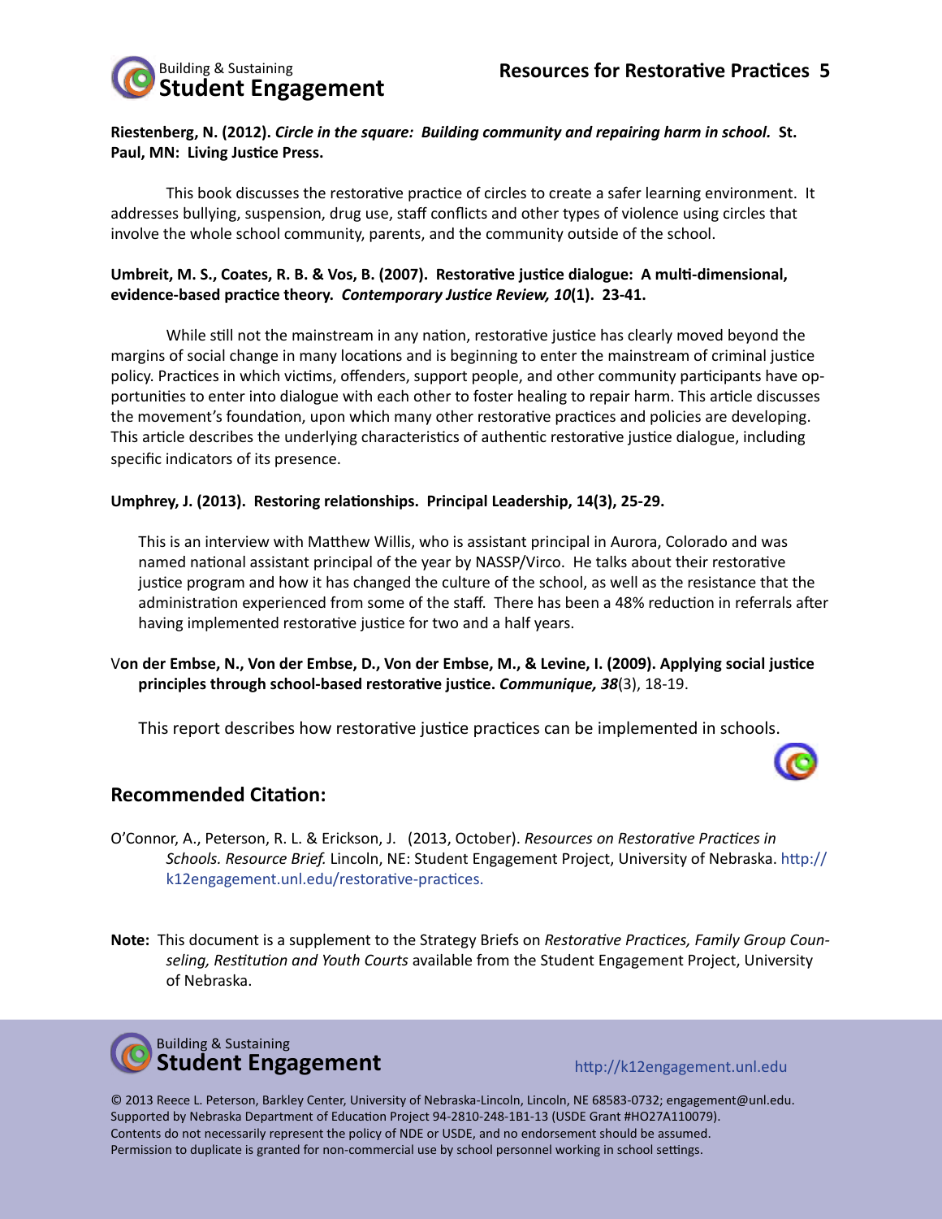**Riestenberg, N. (2012).** ***Circle in the square: Building community and repairing harm in school.*** **St. Paul, MN: Living Justice Press.**

This book discusses the restorative practice of circles to create a safer learning environment. It addresses bullying, suspension, drug use, staff conflicts and other types of violence using circles that involve the whole school community, parents, and the community outside of the school.

**Umbreit, M. S., Coates, R. B. & Vos, B. (2007). Restorative justice dialogue: A multi-dimensional, evidence-based practice theory.** ***Contemporary Justice Review, 10*****(1). 23-41.**

While still not the mainstream in any nation, restorative justice has clearly moved beyond the margins of social change in many locations and is beginning to enter the mainstream of criminal justice policy. Practices in which victims, offenders, support people, and other community participants have opportunities to enter into dialogue with each other to foster healing to repair harm. This article discusses the movement's foundation, upon which many other restorative practices and policies are developing. This article describes the underlying characteristics of authentic restorative justice dialogue, including specific indicators of its presence.

**Umphrey, J. (2013). Restoring relationships. Principal Leadership, 14(3), 25-29.**

This is an interview with Matthew Willis, who is assistant principal in Aurora, Colorado and was named national assistant principal of the year by NASSP/Virco. He talks about their restorative justice program and how it has changed the culture of the school, as well as the resistance that the administration experienced from some of the staff. There has been a 48% reduction in referrals after having implemented restorative justice for two and a half years.

V**on der Embse, N., Von der Embse, D., Von der Embse, M., & Levine, I. (2009). Applying social justice principles through school-based restorative justice.** ***Communique, 38***(3), 18-19.

This report describes how restorative justice practices can be implemented in schools.

## Recommended Citation:

O'Connor, A., Peterson, R. L. & Erickson, J. (2013, October). *Resources on Restorative Practices in Schools. Resource Brief.* Lincoln, NE: Student Engagement Project, University of Nebraska. http://k12engagement.unl.edu/restorative-practices.

**Note:** This document is a supplement to the Strategy Briefs on *Restorative Practices, Family Group Counseling, Restitution and Youth Courts* available from the Student Engagement Project, University of Nebraska.

Building & Sustaining **Student Engagement**

http://k12engagement.unl.edu

© 2013 Reece L. Peterson, Barkley Center, University of Nebraska-Lincoln, Lincoln, NE 68583-0732; engagement@unl.edu.
Supported by Nebraska Department of Education Project 94-2810-248-1B1-13 (USDE Grant #HO27A110079).
Contents do not necessarily represent the policy of NDE or USDE, and no endorsement should be assumed.
Permission to duplicate is granted for non-commercial use by school personnel working in school settings.